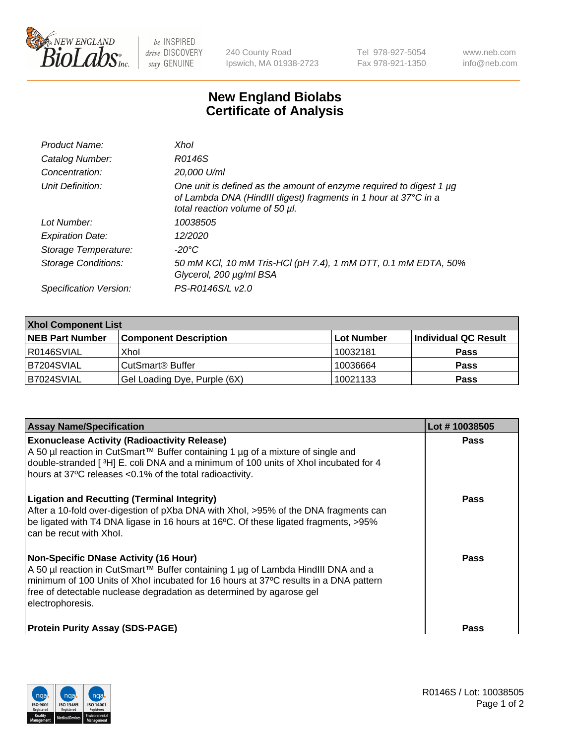# New England Biolabs
# Certificate of Analysis

| | |
|---|---|
| *Product Name:* | *XhoI* |
| *Catalog Number:* | *R0146S* |
| *Concentration:* | *20,000 U/ml* |
| *Unit Definition:* | *One unit is defined as the amount of enzyme required to digest 1 µg of Lambda DNA (HindIII digest) fragments in 1 hour at 37°C in a total reaction volume of 50 µl.* |
| *Lot Number:* | *10038505* |
| *Expiration Date:* | *12/2020* |
| *Storage Temperature:* | *-20°C* |
| *Storage Conditions:* | *50 mM KCl, 10 mM Tris-HCl (pH 7.4), 1 mM DTT, 0.1 mM EDTA, 50% Glycerol, 200 µg/ml BSA* |
| *Specification Version:* | *PS-R0146S/L v2.0* |

| **XhoI Component List** | | | |
|---|---|---|---|
| **NEB Part Number** | **Component Description** | **Lot Number** | **Individual QC Result** |
| R0146SVIAL | XhoI | 10032181 | **Pass** |
| B7204SVIAL | CutSmart® Buffer | 10036664 | **Pass** |
| B7024SVIAL | Gel Loading Dye, Purple (6X) | 10021133 | **Pass** |

| **Assay Name/Specification** | **Lot # 10038505** |
|---|---|
| **Exonuclease Activity (Radioactivity Release)**<br>A 50 µl reaction in CutSmart™ Buffer containing 1 µg of a mixture of single and double-stranded [ $^{3}$H] E. coli DNA and a minimum of 100 units of XhoI incubated for 4 hours at 37ºC releases <0.1% of the total radioactivity. | **Pass** |
| **Ligation and Recutting (Terminal Integrity)**<br>After a 10-fold over-digestion of pXba DNA with XhoI, >95% of the DNA fragments can be ligated with T4 DNA ligase in 16 hours at 16ºC. Of these ligated fragments, >95% can be recut with XhoI. | **Pass** |
| **Non-Specific DNase Activity (16 Hour)**<br>A 50 µl reaction in CutSmart™ Buffer containing 1 µg of Lambda HindIII DNA and a minimum of 100 Units of XhoI incubated for 16 hours at 37ºC results in a DNA pattern free of detectable nuclease degradation as determined by agarose gel electrophoresis. | **Pass** |
| **Protein Purity Assay (SDS-PAGE)** | **Pass** |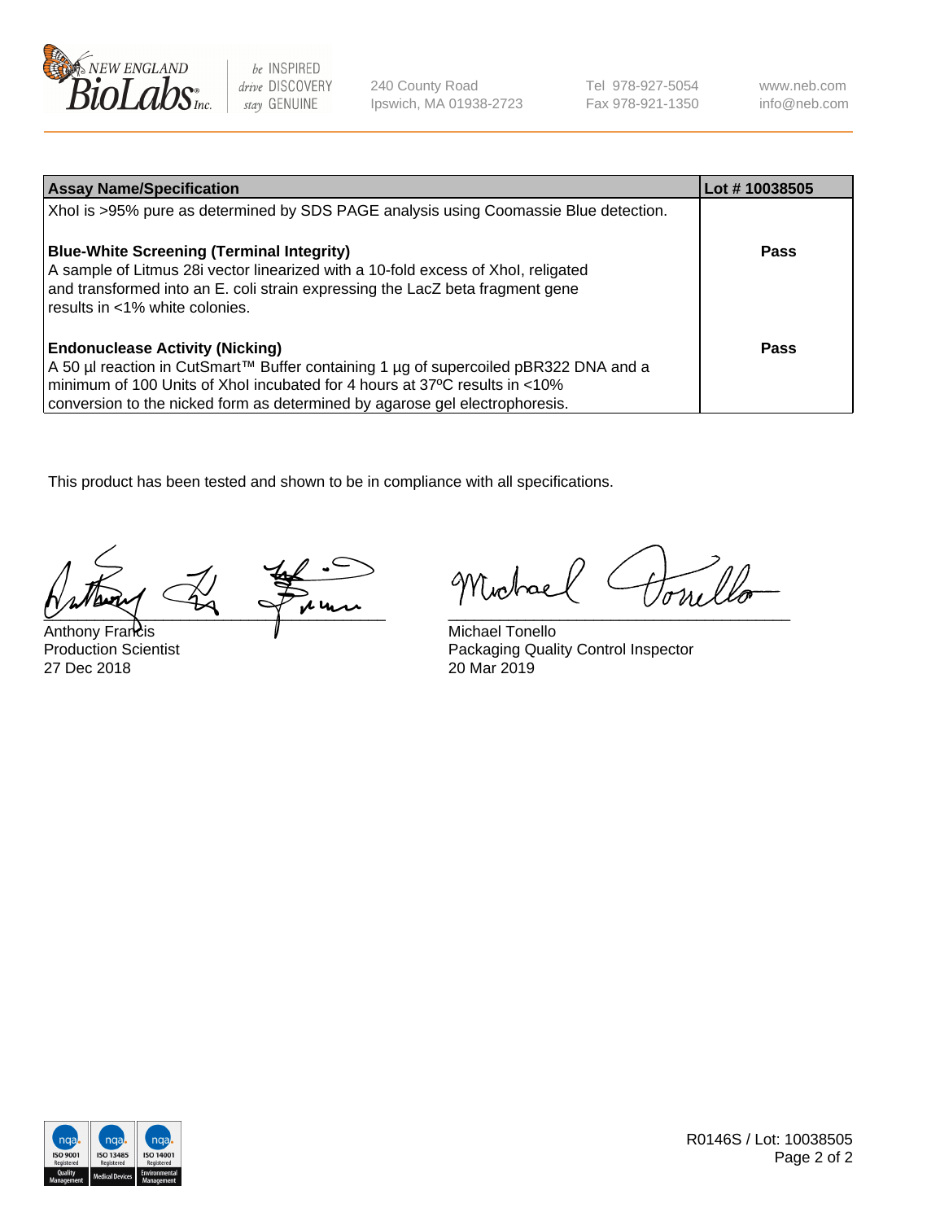240 County Road
Ipswich, MA 01938-2723

Tel 978-927-5054
Fax 978-921-1350

www.neb.com
info@neb.com

| Assay Name/Specification | Lot # 10038505 |
|---|---|
| XhoI is >95% pure as determined by SDS PAGE analysis using Coomassie Blue detection. | |
| **Blue-White Screening (Terminal Integrity)**<br>A sample of Litmus 28i vector linearized with a 10-fold excess of XhoI, religated and transformed into an E. coli strain expressing the LacZ beta fragment gene results in <1% white colonies. | **Pass** |
| **Endonuclease Activity (Nicking)**<br>A 50 µl reaction in CutSmart™ Buffer containing 1 µg of supercoiled pBR322 DNA and a minimum of 100 Units of XhoI incubated for 4 hours at 37ºC results in <10% conversion to the nicked form as determined by agarose gel electrophoresis. | **Pass** |

This product has been tested and shown to be in compliance with all specifications.

Anthony Francis
Production Scientist
27 Dec 2018

Michael Tonello
Packaging Quality Control Inspector
20 Mar 2019

R0146S / Lot: 10038505